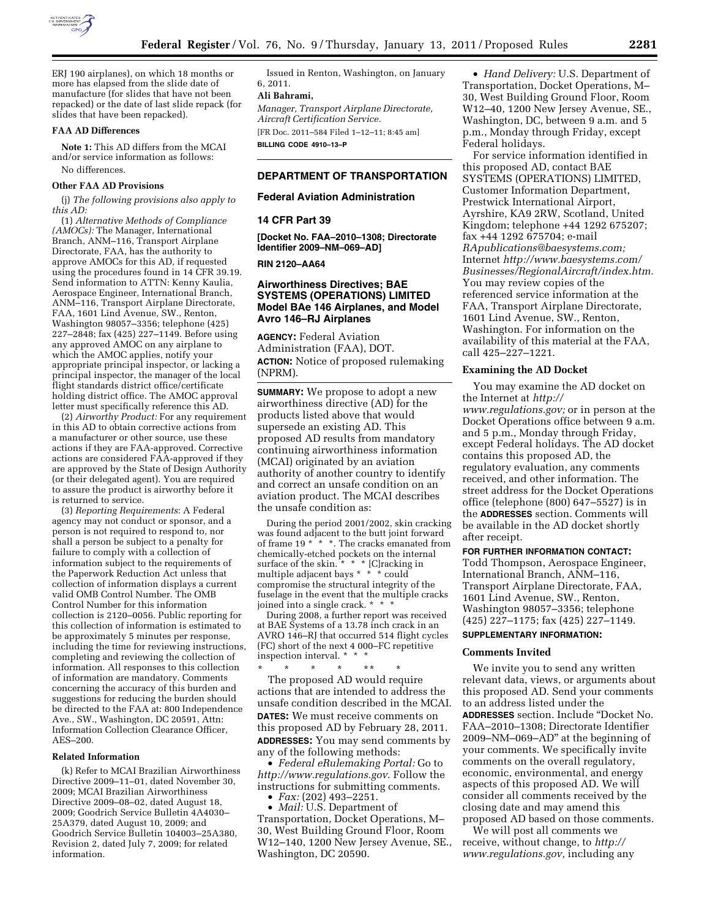ERJ 190 airplanes), on which 18 months or more has elapsed from the slide date of manufacture (for slides that have not been repacked) or the date of last slide repack (for slides that have been repacked).

### FAA AD Differences

**Note 1:** This AD differs from the MCAI and/or service information as follows: No differences.

### Other FAA AD Provisions

(j) *The following provisions also apply to this AD:*

(1) *Alternative Methods of Compliance (AMOCs):* The Manager, International Branch, ANM–116, Transport Airplane Directorate, FAA, has the authority to approve AMOCs for this AD, if requested using the procedures found in 14 CFR 39.19. Send information to ATTN: Kenny Kaulia, Aerospace Engineer, International Branch, ANM–116, Transport Airplane Directorate, FAA, 1601 Lind Avenue, SW., Renton, Washington 98057–3356; telephone (425) 227–2848; fax (425) 227–1149. Before using any approved AMOC on any airplane to which the AMOC applies, notify your appropriate principal inspector, or lacking a principal inspector, the manager of the local flight standards district office/certificate holding district office. The AMOC approval letter must specifically reference this AD.

(2) *Airworthy Product:* For any requirement in this AD to obtain corrective actions from a manufacturer or other source, use these actions if they are FAA-approved. Corrective actions are considered FAA-approved if they are approved by the State of Design Authority (or their delegated agent). You are required to assure the product is airworthy before it is returned to service.

(3) *Reporting Requirements*: A Federal agency may not conduct or sponsor, and a person is not required to respond to, nor shall a person be subject to a penalty for failure to comply with a collection of information subject to the requirements of the Paperwork Reduction Act unless that collection of information displays a current valid OMB Control Number. The OMB Control Number for this information collection is 2120–0056. Public reporting for this collection of information is estimated to be approximately 5 minutes per response, including the time for reviewing instructions, completing and reviewing the collection of information. All responses to this collection of information are mandatory. Comments concerning the accuracy of this burden and suggestions for reducing the burden should be directed to the FAA at: 800 Independence Ave., SW., Washington, DC 20591, Attn: Information Collection Clearance Officer, AES–200.

### Related Information

(k) Refer to MCAI Brazilian Airworthiness Directive 2009–11–01, dated November 30, 2009; MCAI Brazilian Airworthiness Directive 2009–08–02, dated August 18, 2009; Goodrich Service Bulletin 4A4030–25A379, dated August 10, 2009; and Goodrich Service Bulletin 104003–25A380, Revision 2, dated July 7, 2009; for related information.

Issued in Renton, Washington, on January 6, 2011.

**Ali Bahrami,**

*Manager, Transport Airplane Directorate, Aircraft Certification Service.*

[FR Doc. 2011–584 Filed 1–12–11; 8:45 am]

**BILLING CODE 4910–13–P**

---

## DEPARTMENT OF TRANSPORTATION

### Federal Aviation Administration

### 14 CFR Part 39

**[Docket No. FAA–2010–1308; Directorate Identifier 2009–NM–069–AD]**

**RIN 2120–AA64**

## Airworthiness Directives; BAE SYSTEMS (OPERATIONS) LIMITED Model BAe 146 Airplanes, and Model Avro 146–RJ Airplanes

**AGENCY:** Federal Aviation Administration (FAA), DOT.

**ACTION:** Notice of proposed rulemaking (NPRM).

**SUMMARY:** We propose to adopt a new airworthiness directive (AD) for the products listed above that would supersede an existing AD. This proposed AD results from mandatory continuing airworthiness information (MCAI) originated by an aviation authority of another country to identify and correct an unsafe condition on an aviation product. The MCAI describes the unsafe condition as:

> During the period 2001/2002, skin cracking was found adjacent to the butt joint forward of frame 19 * * *. The cracks emanated from chemically-etched pockets on the internal surface of the skin. * * * [C]racking in multiple adjacent bays * * * could compromise the structural integrity of the fuselage in the event that the multiple cracks joined into a single crack. * * *
>
> During 2008, a further report was received at BAE Systems of a 13.78 inch crack in an AVRO 146–RJ that occurred 514 flight cycles (FC) short of the next 4 000–FC repetitive inspection interval. * * *
>
> \* \* \* \* \*

The proposed AD would require actions that are intended to address the unsafe condition described in the MCAI.

**DATES:** We must receive comments on this proposed AD by February 28, 2011.

**ADDRESSES:** You may send comments by any of the following methods:

- *Federal eRulemaking Portal:* Go to *http://www.regulations.gov*. Follow the instructions for submitting comments.
- *Fax:* (202) 493–2251.
- *Mail:* U.S. Department of Transportation, Docket Operations, M–30, West Building Ground Floor, Room W12–140, 1200 New Jersey Avenue, SE., Washington, DC 20590.
- *Hand Delivery:* U.S. Department of Transportation, Docket Operations, M–30, West Building Ground Floor, Room W12–40, 1200 New Jersey Avenue, SE., Washington, DC, between 9 a.m. and 5 p.m., Monday through Friday, except Federal holidays.

For service information identified in this proposed AD, contact BAE SYSTEMS (OPERATIONS) LIMITED, Customer Information Department, Prestwick International Airport, Ayrshire, KA9 2RW, Scotland, United Kingdom; telephone +44 1292 675207; fax +44 1292 675704; e-mail *RApublications@baesystems.com;* Internet *http://www.baesystems.com/Businesses/RegionalAircraft/index.htm.* You may review copies of the referenced service information at the FAA, Transport Airplane Directorate, 1601 Lind Avenue, SW., Renton, Washington. For information on the availability of this material at the FAA, call 425–227–1221.

### Examining the AD Docket

You may examine the AD docket on the Internet at *http://www.regulations.gov;* or in person at the Docket Operations office between 9 a.m. and 5 p.m., Monday through Friday, except Federal holidays. The AD docket contains this proposed AD, the regulatory evaluation, any comments received, and other information. The street address for the Docket Operations office (telephone (800) 647–5527) is in the **ADDRESSES** section. Comments will be available in the AD docket shortly after receipt.

**FOR FURTHER INFORMATION CONTACT:** Todd Thompson, Aerospace Engineer, International Branch, ANM–116, Transport Airplane Directorate, FAA, 1601 Lind Avenue, SW., Renton, Washington 98057–3356; telephone (425) 227–1175; fax (425) 227–1149.

**SUPPLEMENTARY INFORMATION:**

### Comments Invited

We invite you to send any written relevant data, views, or arguments about this proposed AD. Send your comments to an address listed under the **ADDRESSES** section. Include "Docket No. FAA–2010–1308; Directorate Identifier 2009–NM–069–AD" at the beginning of your comments. We specifically invite comments on the overall regulatory, economic, environmental, and energy aspects of this proposed AD. We will consider all comments received by the closing date and may amend this proposed AD based on those comments.

We will post all comments we receive, without change, to *http://www.regulations.gov,* including any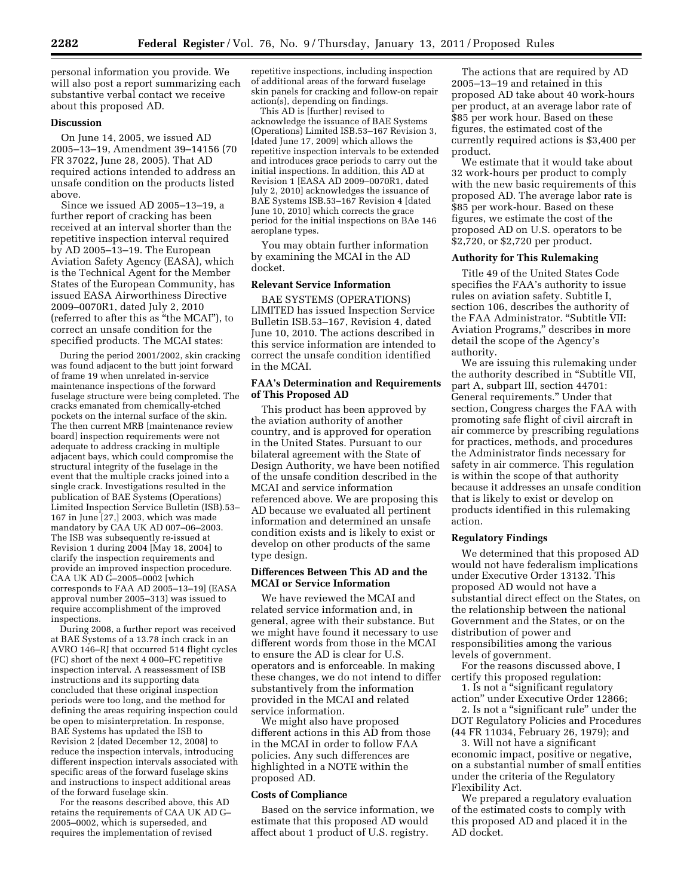personal information you provide. We will also post a report summarizing each substantive verbal contact we receive about this proposed AD.

**Discussion**

On June 14, 2005, we issued AD 2005–13–19, Amendment 39–14156 (70 FR 37022, June 28, 2005). That AD required actions intended to address an unsafe condition on the products listed above.

Since we issued AD 2005–13–19, a further report of cracking has been received at an interval shorter than the repetitive inspection interval required by AD 2005–13–19. The European Aviation Safety Agency (EASA), which is the Technical Agent for the Member States of the European Community, has issued EASA Airworthiness Directive 2009–0070R1, dated July 2, 2010 (referred to after this as "the MCAI"), to correct an unsafe condition for the specified products. The MCAI states:

> During the period 2001/2002, skin cracking was found adjacent to the butt joint forward of frame 19 when unrelated in-service maintenance inspections of the forward fuselage structure were being completed. The cracks emanated from chemically-etched pockets on the internal surface of the skin. The then current MRB [maintenance review board] inspection requirements were not adequate to address cracking in multiple adjacent bays, which could compromise the structural integrity of the fuselage in the event that the multiple cracks joined into a single crack. Investigations resulted in the publication of BAE Systems (Operations) Limited Inspection Service Bulletin (ISB).53–167 in June [27,] 2003, which was made mandatory by CAA UK AD 007–06–2003. The ISB was subsequently re-issued at Revision 1 during 2004 [May 18, 2004] to clarify the inspection requirements and provide an improved inspection procedure. CAA UK AD G–2005–0002 [which corresponds to FAA AD 2005–13–19] (EASA approval number 2005–313) was issued to require accomplishment of the improved inspections.
>
> During 2008, a further report was received at BAE Systems of a 13.78 inch crack in an AVRO 146–RJ that occurred 514 flight cycles (FC) short of the next 4 000–FC repetitive inspection interval. A reassessment of ISB instructions and its supporting data concluded that these original inspection periods were too long, and the method for defining the areas requiring inspection could be open to misinterpretation. In response, BAE Systems has updated the ISB to Revision 2 [dated December 12, 2008] to reduce the inspection intervals, introducing different inspection intervals associated with specific areas of the forward fuselage skins and instructions to inspect additional areas of the forward fuselage skin.
>
> For the reasons described above, this AD retains the requirements of CAA UK AD G–2005–0002, which is superseded, and requires the implementation of revised repetitive inspections, including inspection of additional areas of the forward fuselage skin panels for cracking and follow-on repair action(s), depending on findings.
>
> This AD is [further] revised to acknowledge the issuance of BAE Systems (Operations) Limited ISB.53–167 Revision 3, [dated June 17, 2009] which allows the repetitive inspection intervals to be extended and introduces grace periods to carry out the initial inspections. In addition, this AD at Revision 1 [EASA AD 2009–0070R1, dated July 2, 2010] acknowledges the issuance of BAE Systems ISB.53–167 Revision 4 [dated June 10, 2010] which corrects the grace period for the initial inspections on BAe 146 aeroplane types.

You may obtain further information by examining the MCAI in the AD docket.

**Relevant Service Information**

BAE SYSTEMS (OPERATIONS) LIMITED has issued Inspection Service Bulletin ISB.53–167, Revision 4, dated June 10, 2010. The actions described in this service information are intended to correct the unsafe condition identified in the MCAI.

**FAA's Determination and Requirements of This Proposed AD**

This product has been approved by the aviation authority of another country, and is approved for operation in the United States. Pursuant to our bilateral agreement with the State of Design Authority, we have been notified of the unsafe condition described in the MCAI and service information referenced above. We are proposing this AD because we evaluated all pertinent information and determined an unsafe condition exists and is likely to exist or develop on other products of the same type design.

**Differences Between This AD and the MCAI or Service Information**

We have reviewed the MCAI and related service information and, in general, agree with their substance. But we might have found it necessary to use different words from those in the MCAI to ensure the AD is clear for U.S. operators and is enforceable. In making these changes, we do not intend to differ substantively from the information provided in the MCAI and related service information.

We might also have proposed different actions in this AD from those in the MCAI in order to follow FAA policies. Any such differences are highlighted in a NOTE within the proposed AD.

**Costs of Compliance**

Based on the service information, we estimate that this proposed AD would affect about 1 product of U.S. registry.

The actions that are required by AD 2005–13–19 and retained in this proposed AD take about 40 work-hours per product, at an average labor rate of $85 per work hour. Based on these figures, the estimated cost of the currently required actions is $3,400 per product.

We estimate that it would take about 32 work-hours per product to comply with the new basic requirements of this proposed AD. The average labor rate is $85 per work-hour. Based on these figures, we estimate the cost of the proposed AD on U.S. operators to be $2,720, or $2,720 per product.

**Authority for This Rulemaking**

Title 49 of the United States Code specifies the FAA's authority to issue rules on aviation safety. Subtitle I, section 106, describes the authority of the FAA Administrator. "Subtitle VII: Aviation Programs," describes in more detail the scope of the Agency's authority.

We are issuing this rulemaking under the authority described in "Subtitle VII, part A, subpart III, section 44701: General requirements." Under that section, Congress charges the FAA with promoting safe flight of civil aircraft in air commerce by prescribing regulations for practices, methods, and procedures the Administrator finds necessary for safety in air commerce. This regulation is within the scope of that authority because it addresses an unsafe condition that is likely to exist or develop on products identified in this rulemaking action.

**Regulatory Findings**

We determined that this proposed AD would not have federalism implications under Executive Order 13132. This proposed AD would not have a substantial direct effect on the States, on the relationship between the national Government and the States, or on the distribution of power and responsibilities among the various levels of government.

For the reasons discussed above, I certify this proposed regulation:

1. Is not a "significant regulatory action" under Executive Order 12866;
2. Is not a "significant rule" under the DOT Regulatory Policies and Procedures (44 FR 11034, February 26, 1979); and
3. Will not have a significant economic impact, positive or negative, on a substantial number of small entities under the criteria of the Regulatory Flexibility Act.

We prepared a regulatory evaluation of the estimated costs to comply with this proposed AD and placed it in the AD docket.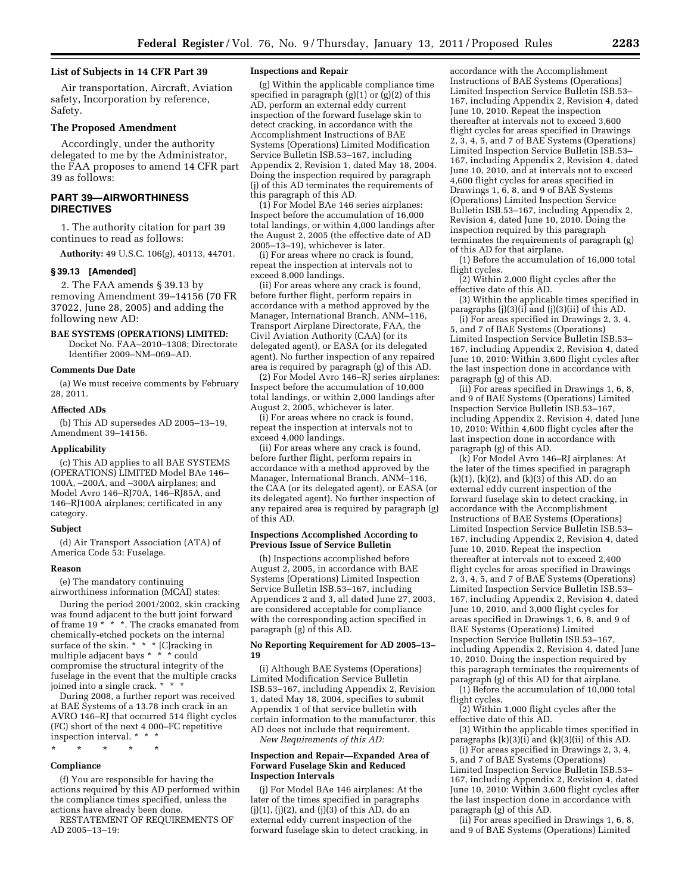## List of Subjects in 14 CFR Part 39

Air transportation, Aircraft, Aviation safety, Incorporation by reference, Safety.

## The Proposed Amendment

Accordingly, under the authority delegated to me by the Administrator, the FAA proposes to amend 14 CFR part 39 as follows:

## PART 39—AIRWORTHINESS DIRECTIVES

1. The authority citation for part 39 continues to read as follows:

**Authority:** 49 U.S.C. 106(g), 40113, 44701.

### § 39.13 [Amended]

2. The FAA amends § 39.13 by removing Amendment 39–14156 (70 FR 37022, June 28, 2005) and adding the following new AD:

**BAE SYSTEMS (OPERATIONS) LIMITED:** Docket No. FAA–2010–1308; Directorate Identifier 2009–NM–069–AD.

### Comments Due Date

(a) We must receive comments by February 28, 2011.

### Affected ADs

(b) This AD supersedes AD 2005–13–19, Amendment 39–14156.

### Applicability

(c) This AD applies to all BAE SYSTEMS (OPERATIONS) LIMITED Model BAe 146–100A, –200A, and –300A airplanes; and Model Avro 146–RJ70A, 146–RJ85A, and 146–RJ100A airplanes; certificated in any category.

### Subject

(d) Air Transport Association (ATA) of America Code 53: Fuselage.

### Reason

(e) The mandatory continuing airworthiness information (MCAI) states:

During the period 2001/2002, skin cracking was found adjacent to the butt joint forward of frame 19 * * *. The cracks emanated from chemically-etched pockets on the internal surface of the skin. * * * [C]racking in multiple adjacent bays * * * could compromise the structural integrity of the fuselage in the event that the multiple cracks joined into a single crack. * * *

During 2008, a further report was received at BAE Systems of a 13.78 inch crack in an AVRO 146–RJ that occurred 514 flight cycles (FC) short of the next 4 000–FC repetitive inspection interval. * * *

\* \* \* \* \*

### Compliance

(f) You are responsible for having the actions required by this AD performed within the compliance times specified, unless the actions have already been done.

RESTATEMENT OF REQUIREMENTS OF AD 2005–13–19:

### Inspections and Repair

(g) Within the applicable compliance time specified in paragraph (g)(1) or (g)(2) of this AD, perform an external eddy current inspection of the forward fuselage skin to detect cracking, in accordance with the Accomplishment Instructions of BAE Systems (Operations) Limited Modification Service Bulletin ISB.53–167, including Appendix 2, Revision 1, dated May 18, 2004. Doing the inspection required by paragraph (j) of this AD terminates the requirements of this paragraph of this AD.

(1) For Model BAe 146 series airplanes: Inspect before the accumulation of 16,000 total landings, or within 4,000 landings after the August 2, 2005 (the effective date of AD 2005–13–19), whichever is later.

(i) For areas where no crack is found, repeat the inspection at intervals not to exceed 8,000 landings.

(ii) For areas where any crack is found, before further flight, perform repairs in accordance with a method approved by the Manager, International Branch, ANM–116, Transport Airplane Directorate, FAA, the Civil Aviation Authority (CAA) (or its delegated agent), or EASA (or its delegated agent). No further inspection of any repaired area is required by paragraph (g) of this AD.

(2) For Model Avro 146–RJ series airplanes: Inspect before the accumulation of 10,000 total landings, or within 2,000 landings after August 2, 2005, whichever is later.

(i) For areas where no crack is found, repeat the inspection at intervals not to exceed 4,000 landings.

(ii) For areas where any crack is found, before further flight, perform repairs in accordance with a method approved by the Manager, International Branch, ANM–116, the CAA (or its delegated agent), or EASA (or its delegated agent). No further inspection of any repaired area is required by paragraph (g) of this AD.

### Inspections Accomplished According to Previous Issue of Service Bulletin

(h) Inspections accomplished before August 2, 2005, in accordance with BAE Systems (Operations) Limited Inspection Service Bulletin ISB.53–167, including Appendices 2 and 3, all dated June 27, 2003, are considered acceptable for compliance with the corresponding action specified in paragraph (g) of this AD.

### No Reporting Requirement for AD 2005–13–19

(i) Although BAE Systems (Operations) Limited Modification Service Bulletin ISB.53–167, including Appendix 2, Revision 1, dated May 18, 2004, specifies to submit Appendix 1 of that service bulletin with certain information to the manufacturer, this AD does not include that requirement.

*New Requirements of this AD:*

### Inspection and Repair—Expanded Area of Forward Fuselage Skin and Reduced Inspection Intervals

(j) For Model BAe 146 airplanes: At the later of the times specified in paragraphs (j)(1), (j)(2), and (j)(3) of this AD, do an external eddy current inspection of the forward fuselage skin to detect cracking, in accordance with the Accomplishment Instructions of BAE Systems (Operations) Limited Inspection Service Bulletin ISB.53–167, including Appendix 2, Revision 4, dated June 10, 2010. Repeat the inspection thereafter at intervals not to exceed 3,600 flight cycles for areas specified in Drawings 2, 3, 4, 5, and 7 of BAE Systems (Operations) Limited Inspection Service Bulletin ISB.53–167, including Appendix 2, Revision 4, dated June 10, 2010, and at intervals not to exceed 4,600 flight cycles for areas specified in Drawings 1, 6, 8, and 9 of BAE Systems (Operations) Limited Inspection Service Bulletin ISB.53–167, including Appendix 2, Revision 4, dated June 10, 2010. Doing the inspection required by this paragraph terminates the requirements of paragraph (g) of this AD for that airplane.

(1) Before the accumulation of 16,000 total flight cycles.

(2) Within 2,000 flight cycles after the effective date of this AD.

(3) Within the applicable times specified in paragraphs (j)(3)(i) and (j)(3)(ii) of this AD.

(i) For areas specified in Drawings 2, 3, 4, 5, and 7 of BAE Systems (Operations) Limited Inspection Service Bulletin ISB.53–167, including Appendix 2, Revision 4, dated June 10, 2010: Within 3,600 flight cycles after the last inspection done in accordance with paragraph (g) of this AD.

(ii) For areas specified in Drawings 1, 6, 8, and 9 of BAE Systems (Operations) Limited Inspection Service Bulletin ISB.53–167, including Appendix 2, Revision 4, dated June 10, 2010: Within 4,600 flight cycles after the last inspection done in accordance with paragraph (g) of this AD.

(k) For Model Avro 146–RJ airplanes: At the later of the times specified in paragraph (k)(1), (k)(2), and (k)(3) of this AD, do an external eddy current inspection of the forward fuselage skin to detect cracking, in accordance with the Accomplishment Instructions of BAE Systems (Operations) Limited Inspection Service Bulletin ISB.53–167, including Appendix 2, Revision 4, dated June 10, 2010. Repeat the inspection thereafter at intervals not to exceed 2,400 flight cycles for areas specified in Drawings 2, 3, 4, 5, and 7 of BAE Systems (Operations) Limited Inspection Service Bulletin ISB.53–167, including Appendix 2, Revision 4, dated June 10, 2010, and 3,000 flight cycles for areas specified in Drawings 1, 6, 8, and 9 of BAE Systems (Operations) Limited Inspection Service Bulletin ISB.53–167, including Appendix 2, Revision 4, dated June 10, 2010. Doing the inspection required by this paragraph terminates the requirements of paragraph (g) of this AD for that airplane.

(1) Before the accumulation of 10,000 total flight cycles.

(2) Within 1,000 flight cycles after the effective date of this AD.

(3) Within the applicable times specified in paragraphs (k)(3)(i) and (k)(3)(ii) of this AD.

(i) For areas specified in Drawings 2, 3, 4, 5, and 7 of BAE Systems (Operations) Limited Inspection Service Bulletin ISB.53–167, including Appendix 2, Revision 4, dated June 10, 2010: Within 3,600 flight cycles after the last inspection done in accordance with paragraph (g) of this AD.

(ii) For areas specified in Drawings 1, 6, 8, and 9 of BAE Systems (Operations) Limited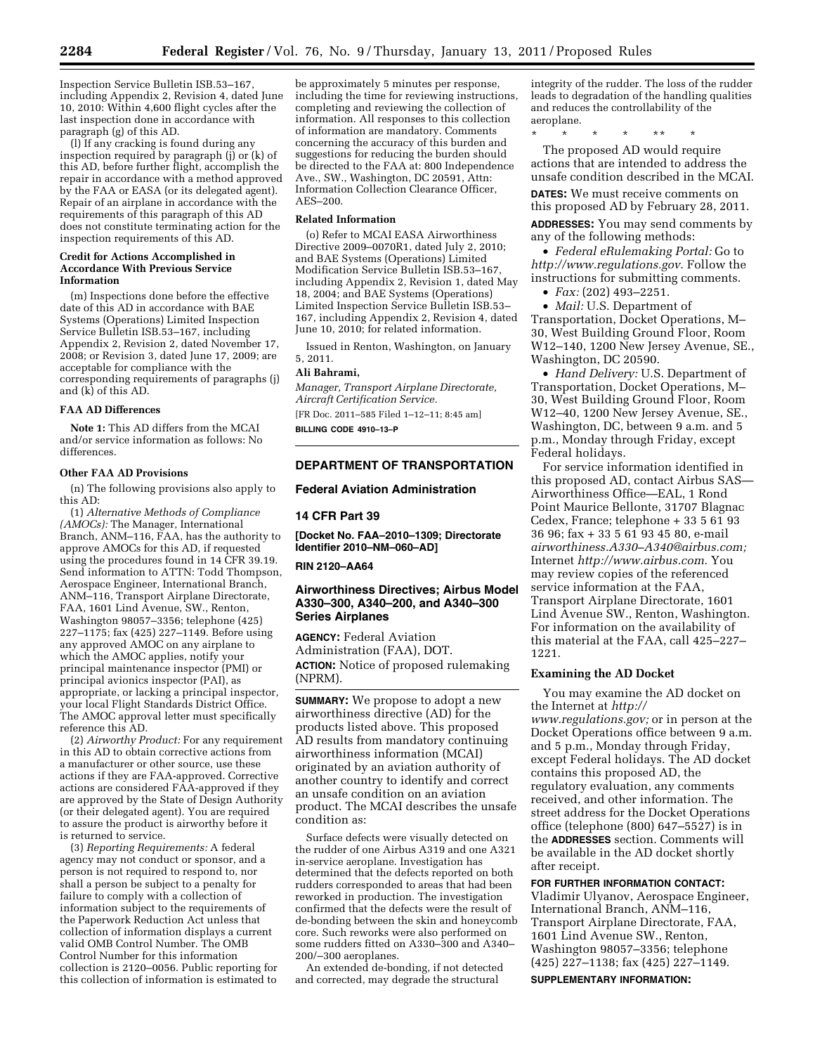Inspection Service Bulletin ISB.53–167, including Appendix 2, Revision 4, dated June 10, 2010: Within 4,600 flight cycles after the last inspection done in accordance with paragraph (g) of this AD.

(l) If any cracking is found during any inspection required by paragraph (j) or (k) of this AD, before further flight, accomplish the repair in accordance with a method approved by the FAA or EASA (or its delegated agent). Repair of an airplane in accordance with the requirements of this paragraph of this AD does not constitute terminating action for the inspection requirements of this AD.

#### Credit for Actions Accomplished in Accordance With Previous Service Information

(m) Inspections done before the effective date of this AD in accordance with BAE Systems (Operations) Limited Inspection Service Bulletin ISB.53–167, including Appendix 2, Revision 2, dated November 17, 2008; or Revision 3, dated June 17, 2009; are acceptable for compliance with the corresponding requirements of paragraphs (j) and (k) of this AD.

#### FAA AD Differences

**Note 1:** This AD differs from the MCAI and/or service information as follows: No differences.

#### Other FAA AD Provisions

(n) The following provisions also apply to this AD:

(1) *Alternative Methods of Compliance (AMOCs):* The Manager, International Branch, ANM–116, FAA, has the authority to approve AMOCs for this AD, if requested using the procedures found in 14 CFR 39.19. Send information to ATTN: Todd Thompson, Aerospace Engineer, International Branch, ANM–116, Transport Airplane Directorate, FAA, 1601 Lind Avenue, SW., Renton, Washington 98057–3356; telephone (425) 227–1175; fax (425) 227–1149. Before using any approved AMOC on any airplane to which the AMOC applies, notify your principal maintenance inspector (PMI) or principal avionics inspector (PAI), as appropriate, or lacking a principal inspector, your local Flight Standards District Office. The AMOC approval letter must specifically reference this AD.

(2) *Airworthy Product:* For any requirement in this AD to obtain corrective actions from a manufacturer or other source, use these actions if they are FAA-approved. Corrective actions are considered FAA-approved if they are approved by the State of Design Authority (or their delegated agent). You are required to assure the product is airworthy before it is returned to service.

(3) *Reporting Requirements:* A federal agency may not conduct or sponsor, and a person is not required to respond to, nor shall a person be subject to a penalty for failure to comply with a collection of information subject to the requirements of the Paperwork Reduction Act unless that collection of information displays a current valid OMB Control Number. The OMB Control Number for this information collection is 2120–0056. Public reporting for this collection of information is estimated to be approximately 5 minutes per response, including the time for reviewing instructions, completing and reviewing the collection of information. All responses to this collection of information are mandatory. Comments concerning the accuracy of this burden and suggestions for reducing the burden should be directed to the FAA at: 800 Independence Ave., SW., Washington, DC 20591, Attn: Information Collection Clearance Officer, AES–200.

#### Related Information

(o) Refer to MCAI EASA Airworthiness Directive 2009–0070R1, dated July 2, 2010; and BAE Systems (Operations) Limited Modification Service Bulletin ISB.53–167, including Appendix 2, Revision 1, dated May 18, 2004; and BAE Systems (Operations) Limited Inspection Service Bulletin ISB.53–167, including Appendix 2, Revision 4, dated June 10, 2010; for related information.

Issued in Renton, Washington, on January 5, 2011.

**Ali Bahrami,**

*Manager, Transport Airplane Directorate, Aircraft Certification Service.*

[FR Doc. 2011–585 Filed 1–12–11; 8:45 am]

**BILLING CODE 4910–13–P**

---

## DEPARTMENT OF TRANSPORTATION

### Federal Aviation Administration

### 14 CFR Part 39

**[Docket No. FAA–2010–1309; Directorate Identifier 2010–NM–060–AD]**

**RIN 2120–AA64**

## Airworthiness Directives; Airbus Model A330–300, A340–200, and A340–300 Series Airplanes

**AGENCY:** Federal Aviation Administration (FAA), DOT.

**ACTION:** Notice of proposed rulemaking (NPRM).

**SUMMARY:** We propose to adopt a new airworthiness directive (AD) for the products listed above. This proposed AD results from mandatory continuing airworthiness information (MCAI) originated by an aviation authority of another country to identify and correct an unsafe condition on an aviation product. The MCAI describes the unsafe condition as:

> Surface defects were visually detected on the rudder of one Airbus A319 and one A321 in-service aeroplane. Investigation has determined that the defects reported on both rudders corresponded to areas that had been reworked in production. The investigation confirmed that the defects were the result of de-bonding between the skin and honeycomb core. Such reworks were also performed on some rudders fitted on A330–300 and A340–200/–300 aeroplanes.
>
> An extended de-bonding, if not detected and corrected, may degrade the structural integrity of the rudder. The loss of the rudder leads to degradation of the handling qualities and reduces the controllability of the aeroplane.
>
> \* \* \* \* \*\* \*

The proposed AD would require actions that are intended to address the unsafe condition described in the MCAI.

**DATES:** We must receive comments on this proposed AD by February 28, 2011.

**ADDRESSES:** You may send comments by any of the following methods:

- *Federal eRulemaking Portal:* Go to *http://www.regulations.gov*. Follow the instructions for submitting comments.
- *Fax:* (202) 493–2251.
- *Mail:* U.S. Department of Transportation, Docket Operations, M–30, West Building Ground Floor, Room W12–140, 1200 New Jersey Avenue, SE., Washington, DC 20590.
- *Hand Delivery:* U.S. Department of Transportation, Docket Operations, M–30, West Building Ground Floor, Room W12–40, 1200 New Jersey Avenue, SE., Washington, DC, between 9 a.m. and 5 p.m., Monday through Friday, except Federal holidays.

For service information identified in this proposed AD, contact Airbus SAS—Airworthiness Office—EAL, 1 Rond Point Maurice Bellonte, 31707 Blagnac Cedex, France; telephone + 33 5 61 93 36 96; fax + 33 5 61 93 45 80, e-mail *airworthiness.A330–A340@airbus.com;* Internet *http://www.airbus.com.* You may review copies of the referenced service information at the FAA, Transport Airplane Directorate, 1601 Lind Avenue SW., Renton, Washington. For information on the availability of this material at the FAA, call 425–227–1221.

#### Examining the AD Docket

You may examine the AD docket on the Internet at *http://www.regulations.gov;* or in person at the Docket Operations office between 9 a.m. and 5 p.m., Monday through Friday, except Federal holidays. The AD docket contains this proposed AD, the regulatory evaluation, any comments received, and other information. The street address for the Docket Operations office (telephone (800) 647–5527) is in the **ADDRESSES** section. Comments will be available in the AD docket shortly after receipt.

**FOR FURTHER INFORMATION CONTACT:** Vladimir Ulyanov, Aerospace Engineer, International Branch, ANM–116, Transport Airplane Directorate, FAA, 1601 Lind Avenue SW., Renton, Washington 98057–3356; telephone (425) 227–1138; fax (425) 227–1149.

**SUPPLEMENTARY INFORMATION:**